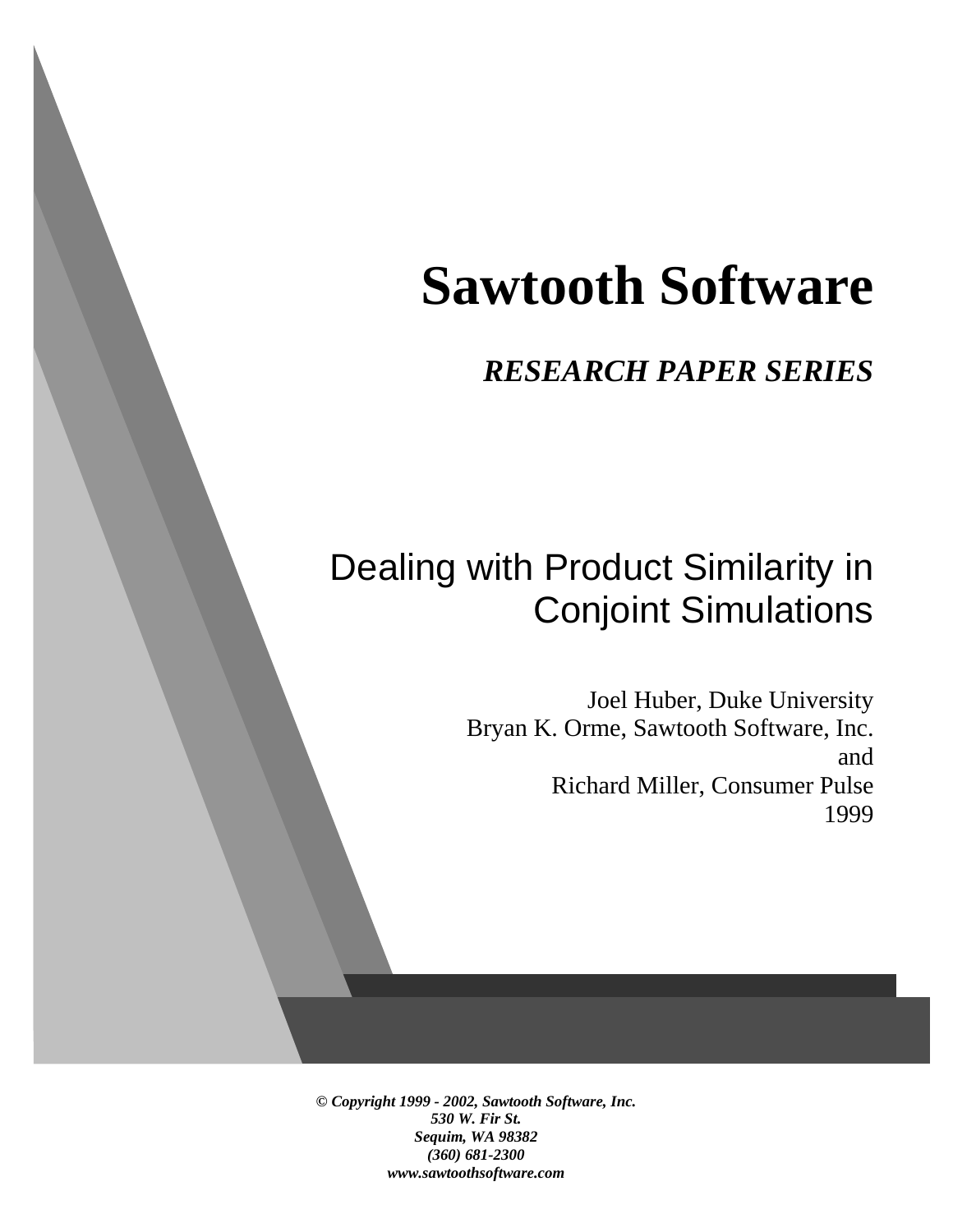# Sawtooth Software

***RESEARCH PAPER SERIES***

## Dealing with Product Similarity in Conjoint Simulations

Joel Huber, Duke University
Bryan K. Orme, Sawtooth Software, Inc.
and
Richard Miller, Consumer Pulse
1999

***© Copyright 1999 - 2002, Sawtooth Software, Inc.***
***530 W. Fir St.***
***Sequim, WA 98382***
***(360) 681-2300***
***www.sawtoothsoftware.com***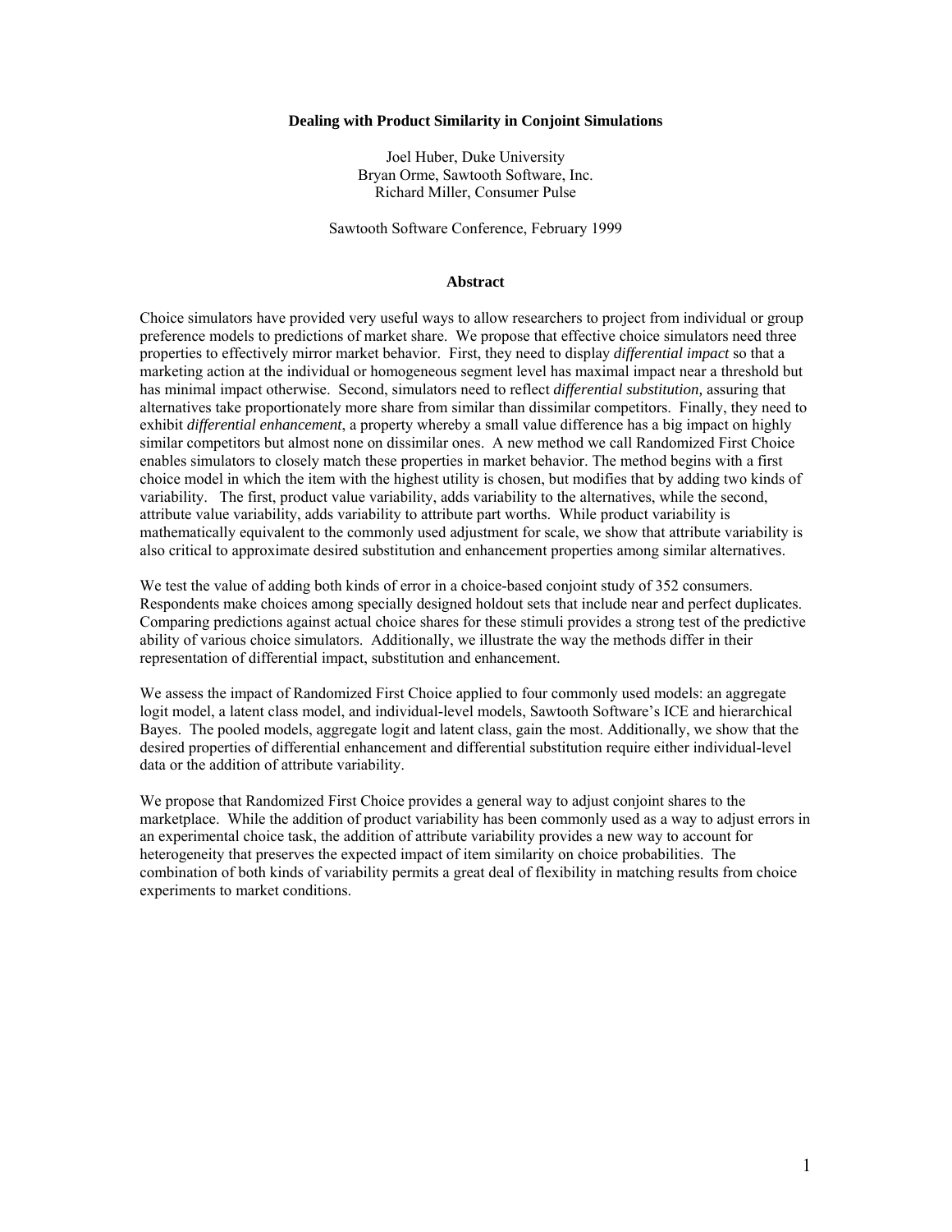**Dealing with Product Similarity in Conjoint Simulations**

Joel Huber, Duke University
Bryan Orme, Sawtooth Software, Inc.
Richard Miller, Consumer Pulse

Sawtooth Software Conference, February 1999

## Abstract

Choice simulators have provided very useful ways to allow researchers to project from individual or group preference models to predictions of market share. We propose that effective choice simulators need three properties to effectively mirror market behavior. First, they need to display *differential impact* so that a marketing action at the individual or homogeneous segment level has maximal impact near a threshold but has minimal impact otherwise. Second, simulators need to reflect *differential substitution,* assuring that alternatives take proportionately more share from similar than dissimilar competitors. Finally, they need to exhibit *differential enhancement*, a property whereby a small value difference has a big impact on highly similar competitors but almost none on dissimilar ones. A new method we call Randomized First Choice enables simulators to closely match these properties in market behavior. The method begins with a first choice model in which the item with the highest utility is chosen, but modifies that by adding two kinds of variability. The first, product value variability, adds variability to the alternatives, while the second, attribute value variability, adds variability to attribute part worths. While product variability is mathematically equivalent to the commonly used adjustment for scale, we show that attribute variability is also critical to approximate desired substitution and enhancement properties among similar alternatives.

We test the value of adding both kinds of error in a choice-based conjoint study of 352 consumers. Respondents make choices among specially designed holdout sets that include near and perfect duplicates. Comparing predictions against actual choice shares for these stimuli provides a strong test of the predictive ability of various choice simulators. Additionally, we illustrate the way the methods differ in their representation of differential impact, substitution and enhancement.

We assess the impact of Randomized First Choice applied to four commonly used models: an aggregate logit model, a latent class model, and individual-level models, Sawtooth Software's ICE and hierarchical Bayes. The pooled models, aggregate logit and latent class, gain the most. Additionally, we show that the desired properties of differential enhancement and differential substitution require either individual-level data or the addition of attribute variability.

We propose that Randomized First Choice provides a general way to adjust conjoint shares to the marketplace. While the addition of product variability has been commonly used as a way to adjust errors in an experimental choice task, the addition of attribute variability provides a new way to account for heterogeneity that preserves the expected impact of item similarity on choice probabilities. The combination of both kinds of variability permits a great deal of flexibility in matching results from choice experiments to market conditions.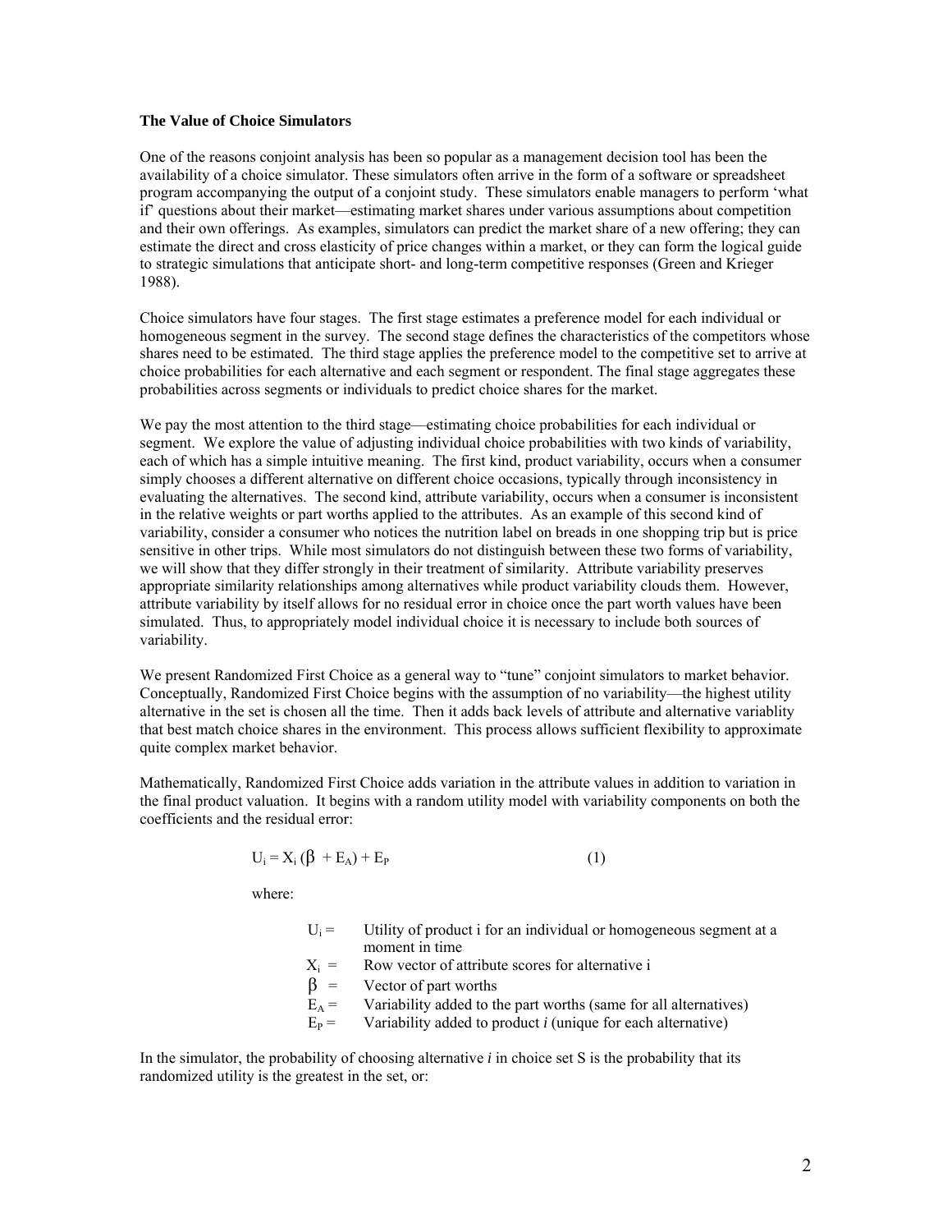**The Value of Choice Simulators**

One of the reasons conjoint analysis has been so popular as a management decision tool has been the availability of a choice simulator. These simulators often arrive in the form of a software or spreadsheet program accompanying the output of a conjoint study. These simulators enable managers to perform 'what if' questions about their market—estimating market shares under various assumptions about competition and their own offerings. As examples, simulators can predict the market share of a new offering; they can estimate the direct and cross elasticity of price changes within a market, or they can form the logical guide to strategic simulations that anticipate short- and long-term competitive responses (Green and Krieger 1988).

Choice simulators have four stages. The first stage estimates a preference model for each individual or homogeneous segment in the survey. The second stage defines the characteristics of the competitors whose shares need to be estimated. The third stage applies the preference model to the competitive set to arrive at choice probabilities for each alternative and each segment or respondent. The final stage aggregates these probabilities across segments or individuals to predict choice shares for the market.

We pay the most attention to the third stage—estimating choice probabilities for each individual or segment. We explore the value of adjusting individual choice probabilities with two kinds of variability, each of which has a simple intuitive meaning. The first kind, product variability, occurs when a consumer simply chooses a different alternative on different choice occasions, typically through inconsistency in evaluating the alternatives. The second kind, attribute variability, occurs when a consumer is inconsistent in the relative weights or part worths applied to the attributes. As an example of this second kind of variability, consider a consumer who notices the nutrition label on breads in one shopping trip but is price sensitive in other trips. While most simulators do not distinguish between these two forms of variability, we will show that they differ strongly in their treatment of similarity. Attribute variability preserves appropriate similarity relationships among alternatives while product variability clouds them. However, attribute variability by itself allows for no residual error in choice once the part worth values have been simulated. Thus, to appropriately model individual choice it is necessary to include both sources of variability.

We present Randomized First Choice as a general way to "tune" conjoint simulators to market behavior. Conceptually, Randomized First Choice begins with the assumption of no variability—the highest utility alternative in the set is chosen all the time. Then it adds back levels of attribute and alternative variablity that best match choice shares in the environment. This process allows sufficient flexibility to approximate quite complex market behavior.

Mathematically, Randomized First Choice adds variation in the attribute values in addition to variation in the final product valuation. It begins with a random utility model with variability components on both the coefficients and the residual error:

$$U_i = X_i\,(\beta + E_A) + E_P \qquad (1)$$

where:

- $U_i$ = Utility of product i for an individual or homogeneous segment at a moment in time
- $X_i$ = Row vector of attribute scores for alternative i
- $\beta$ = Vector of part worths
- $E_A$ = Variability added to the part worths (same for all alternatives)
- $E_P$ = Variability added to product *i* (unique for each alternative)

In the simulator, the probability of choosing alternative *i* in choice set S is the probability that its randomized utility is the greatest in the set, or: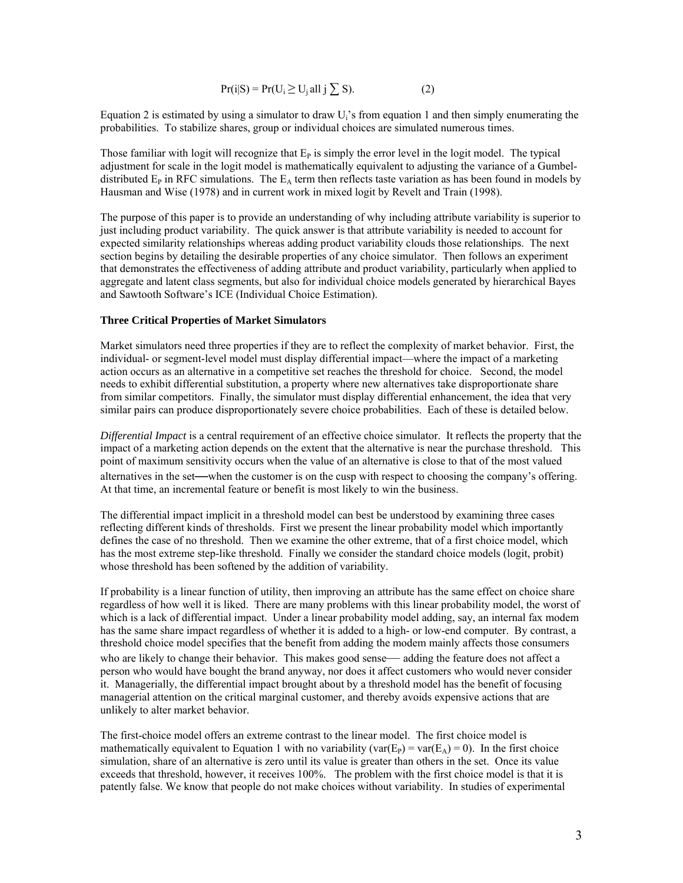$$\Pr(i|S) = \Pr(U_i \geq U_j \text{ all } j \sum S). \qquad (2)$$

Equation 2 is estimated by using a simulator to draw $U_i$'s from equation 1 and then simply enumerating the probabilities. To stabilize shares, group or individual choices are simulated numerous times.

Those familiar with logit will recognize that $E_P$ is simply the error level in the logit model. The typical adjustment for scale in the logit model is mathematically equivalent to adjusting the variance of a Gumbel-distributed $E_P$ in RFC simulations. The $E_A$ term then reflects taste variation as has been found in models by Hausman and Wise (1978) and in current work in mixed logit by Revelt and Train (1998).

The purpose of this paper is to provide an understanding of why including attribute variability is superior to just including product variability. The quick answer is that attribute variability is needed to account for expected similarity relationships whereas adding product variability clouds those relationships. The next section begins by detailing the desirable properties of any choice simulator. Then follows an experiment that demonstrates the effectiveness of adding attribute and product variability, particularly when applied to aggregate and latent class segments, but also for individual choice models generated by hierarchical Bayes and Sawtooth Software's ICE (Individual Choice Estimation).

**Three Critical Properties of Market Simulators**

Market simulators need three properties if they are to reflect the complexity of market behavior. First, the individual- or segment-level model must display differential impact—where the impact of a marketing action occurs as an alternative in a competitive set reaches the threshold for choice. Second, the model needs to exhibit differential substitution, a property where new alternatives take disproportionate share from similar competitors. Finally, the simulator must display differential enhancement, the idea that very similar pairs can produce disproportionately severe choice probabilities. Each of these is detailed below.

*Differential Impact* is a central requirement of an effective choice simulator. It reflects the property that the impact of a marketing action depends on the extent that the alternative is near the purchase threshold. This point of maximum sensitivity occurs when the value of an alternative is close to that of the most valued alternatives in the set—when the customer is on the cusp with respect to choosing the company's offering. At that time, an incremental feature or benefit is most likely to win the business.

The differential impact implicit in a threshold model can best be understood by examining three cases reflecting different kinds of thresholds. First we present the linear probability model which importantly defines the case of no threshold. Then we examine the other extreme, that of a first choice model, which has the most extreme step-like threshold. Finally we consider the standard choice models (logit, probit) whose threshold has been softened by the addition of variability.

If probability is a linear function of utility, then improving an attribute has the same effect on choice share regardless of how well it is liked. There are many problems with this linear probability model, the worst of which is a lack of differential impact. Under a linear probability model adding, say, an internal fax modem has the same share impact regardless of whether it is added to a high- or low-end computer. By contrast, a threshold choice model specifies that the benefit from adding the modem mainly affects those consumers who are likely to change their behavior. This makes good sense— adding the feature does not affect a person who would have bought the brand anyway, nor does it affect customers who would never consider it. Managerially, the differential impact brought about by a threshold model has the benefit of focusing managerial attention on the critical marginal customer, and thereby avoids expensive actions that are unlikely to alter market behavior.

The first-choice model offers an extreme contrast to the linear model. The first choice model is mathematically equivalent to Equation 1 with no variability ($\text{var}(E_P) = \text{var}(E_A) = 0$). In the first choice simulation, share of an alternative is zero until its value is greater than others in the set. Once its value exceeds that threshold, however, it receives 100%. The problem with the first choice model is that it is patently false. We know that people do not make choices without variability. In studies of experimental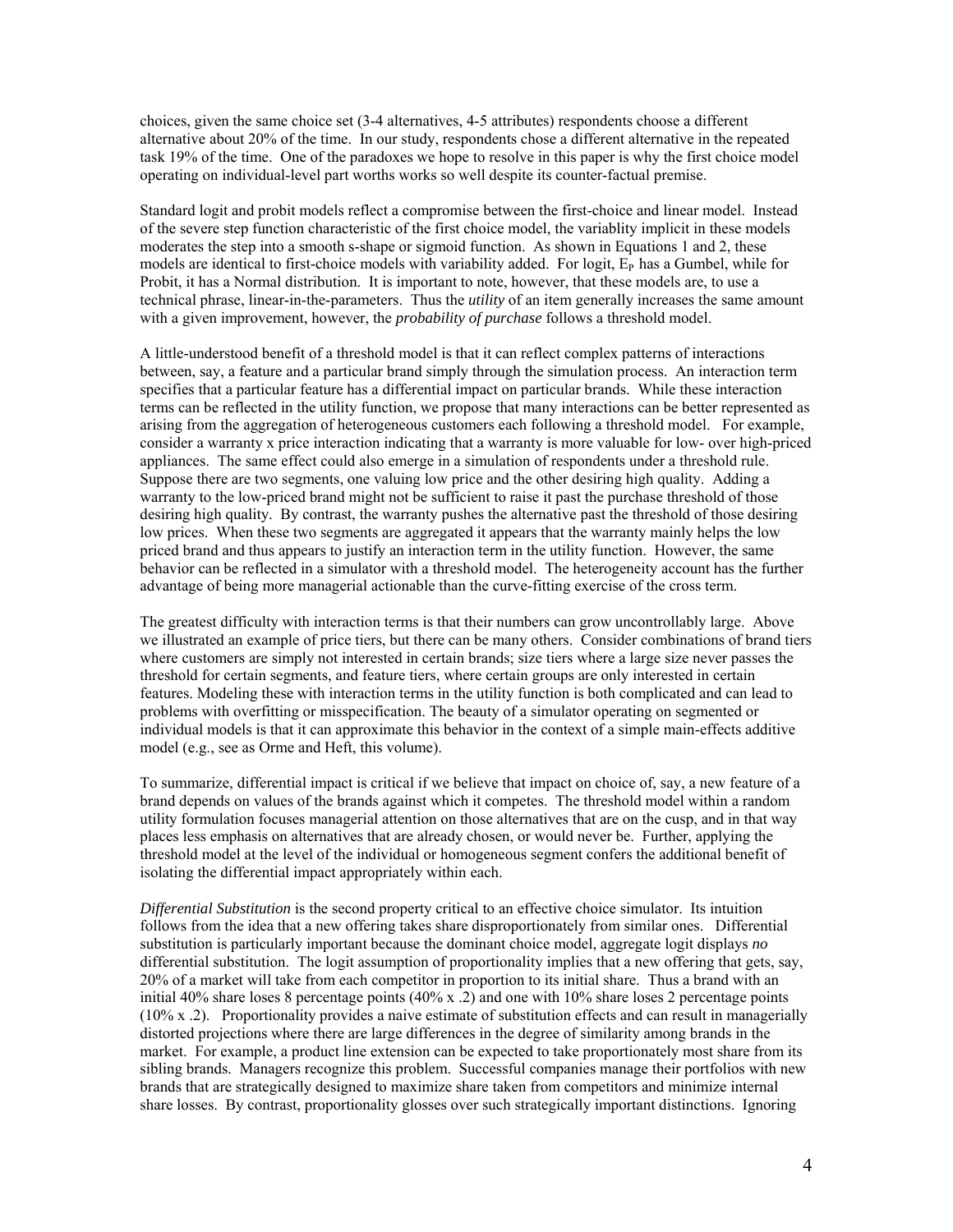choices, given the same choice set (3-4 alternatives, 4-5 attributes) respondents choose a different alternative about 20% of the time. In our study, respondents chose a different alternative in the repeated task 19% of the time. One of the paradoxes we hope to resolve in this paper is why the first choice model operating on individual-level part worths works so well despite its counter-factual premise.

Standard logit and probit models reflect a compromise between the first-choice and linear model. Instead of the severe step function characteristic of the first choice model, the variablity implicit in these models moderates the step into a smooth s-shape or sigmoid function. As shown in Equations 1 and 2, these models are identical to first-choice models with variability added. For logit, $E_P$ has a Gumbel, while for Probit, it has a Normal distribution. It is important to note, however, that these models are, to use a technical phrase, linear-in-the-parameters. Thus the *utility* of an item generally increases the same amount with a given improvement, however, the *probability of purchase* follows a threshold model.

A little-understood benefit of a threshold model is that it can reflect complex patterns of interactions between, say, a feature and a particular brand simply through the simulation process. An interaction term specifies that a particular feature has a differential impact on particular brands. While these interaction terms can be reflected in the utility function, we propose that many interactions can be better represented as arising from the aggregation of heterogeneous customers each following a threshold model. For example, consider a warranty x price interaction indicating that a warranty is more valuable for low- over high-priced appliances. The same effect could also emerge in a simulation of respondents under a threshold rule. Suppose there are two segments, one valuing low price and the other desiring high quality. Adding a warranty to the low-priced brand might not be sufficient to raise it past the purchase threshold of those desiring high quality. By contrast, the warranty pushes the alternative past the threshold of those desiring low prices. When these two segments are aggregated it appears that the warranty mainly helps the low priced brand and thus appears to justify an interaction term in the utility function. However, the same behavior can be reflected in a simulator with a threshold model. The heterogeneity account has the further advantage of being more managerial actionable than the curve-fitting exercise of the cross term.

The greatest difficulty with interaction terms is that their numbers can grow uncontrollably large. Above we illustrated an example of price tiers, but there can be many others. Consider combinations of brand tiers where customers are simply not interested in certain brands; size tiers where a large size never passes the threshold for certain segments, and feature tiers, where certain groups are only interested in certain features. Modeling these with interaction terms in the utility function is both complicated and can lead to problems with overfitting or misspecification. The beauty of a simulator operating on segmented or individual models is that it can approximate this behavior in the context of a simple main-effects additive model (e.g., see as Orme and Heft, this volume).

To summarize, differential impact is critical if we believe that impact on choice of, say, a new feature of a brand depends on values of the brands against which it competes. The threshold model within a random utility formulation focuses managerial attention on those alternatives that are on the cusp, and in that way places less emphasis on alternatives that are already chosen, or would never be. Further, applying the threshold model at the level of the individual or homogeneous segment confers the additional benefit of isolating the differential impact appropriately within each.

*Differential Substitution* is the second property critical to an effective choice simulator. Its intuition follows from the idea that a new offering takes share disproportionately from similar ones. Differential substitution is particularly important because the dominant choice model, aggregate logit displays *no* differential substitution. The logit assumption of proportionality implies that a new offering that gets, say, 20% of a market will take from each competitor in proportion to its initial share. Thus a brand with an initial 40% share loses 8 percentage points (40% x .2) and one with 10% share loses 2 percentage points (10% x .2). Proportionality provides a naive estimate of substitution effects and can result in managerially distorted projections where there are large differences in the degree of similarity among brands in the market. For example, a product line extension can be expected to take proportionately most share from its sibling brands. Managers recognize this problem. Successful companies manage their portfolios with new brands that are strategically designed to maximize share taken from competitors and minimize internal share losses. By contrast, proportionality glosses over such strategically important distinctions. Ignoring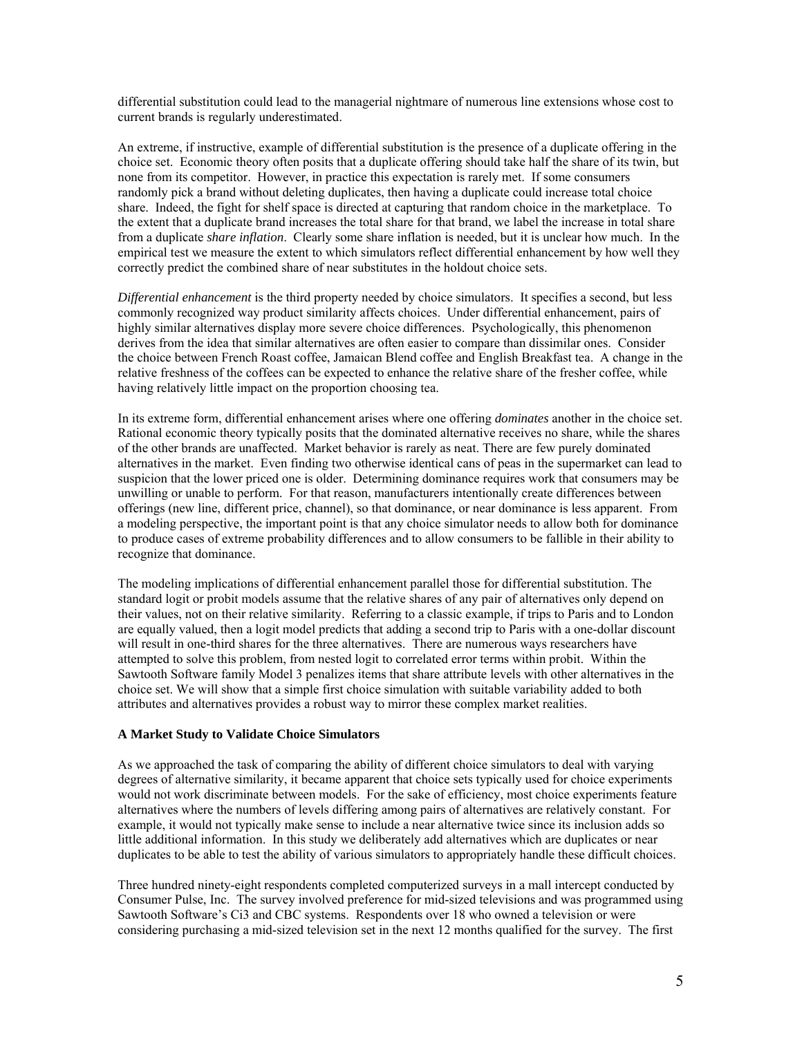differential substitution could lead to the managerial nightmare of numerous line extensions whose cost to current brands is regularly underestimated.

An extreme, if instructive, example of differential substitution is the presence of a duplicate offering in the choice set. Economic theory often posits that a duplicate offering should take half the share of its twin, but none from its competitor. However, in practice this expectation is rarely met. If some consumers randomly pick a brand without deleting duplicates, then having a duplicate could increase total choice share. Indeed, the fight for shelf space is directed at capturing that random choice in the marketplace. To the extent that a duplicate brand increases the total share for that brand, we label the increase in total share from a duplicate *share inflation*. Clearly some share inflation is needed, but it is unclear how much. In the empirical test we measure the extent to which simulators reflect differential enhancement by how well they correctly predict the combined share of near substitutes in the holdout choice sets.

*Differential enhancement* is the third property needed by choice simulators. It specifies a second, but less commonly recognized way product similarity affects choices. Under differential enhancement, pairs of highly similar alternatives display more severe choice differences. Psychologically, this phenomenon derives from the idea that similar alternatives are often easier to compare than dissimilar ones. Consider the choice between French Roast coffee, Jamaican Blend coffee and English Breakfast tea. A change in the relative freshness of the coffees can be expected to enhance the relative share of the fresher coffee, while having relatively little impact on the proportion choosing tea.

In its extreme form, differential enhancement arises where one offering *dominates* another in the choice set. Rational economic theory typically posits that the dominated alternative receives no share, while the shares of the other brands are unaffected. Market behavior is rarely as neat. There are few purely dominated alternatives in the market. Even finding two otherwise identical cans of peas in the supermarket can lead to suspicion that the lower priced one is older. Determining dominance requires work that consumers may be unwilling or unable to perform. For that reason, manufacturers intentionally create differences between offerings (new line, different price, channel), so that dominance, or near dominance is less apparent. From a modeling perspective, the important point is that any choice simulator needs to allow both for dominance to produce cases of extreme probability differences and to allow consumers to be fallible in their ability to recognize that dominance.

The modeling implications of differential enhancement parallel those for differential substitution. The standard logit or probit models assume that the relative shares of any pair of alternatives only depend on their values, not on their relative similarity. Referring to a classic example, if trips to Paris and to London are equally valued, then a logit model predicts that adding a second trip to Paris with a one-dollar discount will result in one-third shares for the three alternatives. There are numerous ways researchers have attempted to solve this problem, from nested logit to correlated error terms within probit. Within the Sawtooth Software family Model 3 penalizes items that share attribute levels with other alternatives in the choice set. We will show that a simple first choice simulation with suitable variability added to both attributes and alternatives provides a robust way to mirror these complex market realities.

### A Market Study to Validate Choice Simulators

As we approached the task of comparing the ability of different choice simulators to deal with varying degrees of alternative similarity, it became apparent that choice sets typically used for choice experiments would not work discriminate between models. For the sake of efficiency, most choice experiments feature alternatives where the numbers of levels differing among pairs of alternatives are relatively constant. For example, it would not typically make sense to include a near alternative twice since its inclusion adds so little additional information. In this study we deliberately add alternatives which are duplicates or near duplicates to be able to test the ability of various simulators to appropriately handle these difficult choices.

Three hundred ninety-eight respondents completed computerized surveys in a mall intercept conducted by Consumer Pulse, Inc. The survey involved preference for mid-sized televisions and was programmed using Sawtooth Software's Ci3 and CBC systems. Respondents over 18 who owned a television or were considering purchasing a mid-sized television set in the next 12 months qualified for the survey. The first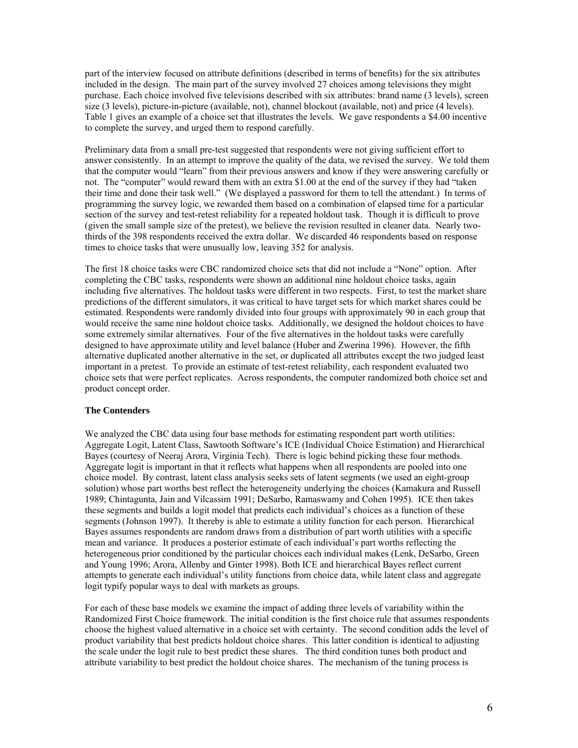part of the interview focused on attribute definitions (described in terms of benefits) for the six attributes included in the design. The main part of the survey involved 27 choices among televisions they might purchase. Each choice involved five televisions described with six attributes: brand name (3 levels), screen size (3 levels), picture-in-picture (available, not), channel blockout (available, not) and price (4 levels). Table 1 gives an example of a choice set that illustrates the levels. We gave respondents a $4.00 incentive to complete the survey, and urged them to respond carefully.

Preliminary data from a small pre-test suggested that respondents were not giving sufficient effort to answer consistently. In an attempt to improve the quality of the data, we revised the survey. We told them that the computer would "learn" from their previous answers and know if they were answering carefully or not. The "computer" would reward them with an extra $1.00 at the end of the survey if they had "taken their time and done their task well." (We displayed a password for them to tell the attendant.) In terms of programming the survey logic, we rewarded them based on a combination of elapsed time for a particular section of the survey and test-retest reliability for a repeated holdout task. Though it is difficult to prove (given the small sample size of the pretest), we believe the revision resulted in cleaner data. Nearly two-thirds of the 398 respondents received the extra dollar. We discarded 46 respondents based on response times to choice tasks that were unusually low, leaving 352 for analysis.

The first 18 choice tasks were CBC randomized choice sets that did not include a "None" option. After completing the CBC tasks, respondents were shown an additional nine holdout choice tasks, again including five alternatives. The holdout tasks were different in two respects. First, to test the market share predictions of the different simulators, it was critical to have target sets for which market shares could be estimated. Respondents were randomly divided into four groups with approximately 90 in each group that would receive the same nine holdout choice tasks. Additionally, we designed the holdout choices to have some extremely similar alternatives. Four of the five alternatives in the holdout tasks were carefully designed to have approximate utility and level balance (Huber and Zwerina 1996). However, the fifth alternative duplicated another alternative in the set, or duplicated all attributes except the two judged least important in a pretest. To provide an estimate of test-retest reliability, each respondent evaluated two choice sets that were perfect replicates. Across respondents, the computer randomized both choice set and product concept order.

### The Contenders

We analyzed the CBC data using four base methods for estimating respondent part worth utilities: Aggregate Logit, Latent Class, Sawtooth Software's ICE (Individual Choice Estimation) and Hierarchical Bayes (courtesy of Neeraj Arora, Virginia Tech). There is logic behind picking these four methods. Aggregate logit is important in that it reflects what happens when all respondents are pooled into one choice model. By contrast, latent class analysis seeks sets of latent segments (we used an eight-group solution) whose part worths best reflect the heterogeneity underlying the choices (Kamakura and Russell 1989; Chintagunta, Jain and Vilcassim 1991; DeSarbo, Ramaswamy and Cohen 1995). ICE then takes these segments and builds a logit model that predicts each individual's choices as a function of these segments (Johnson 1997). It thereby is able to estimate a utility function for each person. Hierarchical Bayes assumes respondents are random draws from a distribution of part worth utilities with a specific mean and variance. It produces a posterior estimate of each individual's part worths reflecting the heterogeneous prior conditioned by the particular choices each individual makes (Lenk, DeSarbo, Green and Young 1996; Arora, Allenby and Ginter 1998). Both ICE and hierarchical Bayes reflect current attempts to generate each individual's utility functions from choice data, while latent class and aggregate logit typify popular ways to deal with markets as groups.

For each of these base models we examine the impact of adding three levels of variability within the Randomized First Choice framework. The initial condition is the first choice rule that assumes respondents choose the highest valued alternative in a choice set with certainty. The second condition adds the level of product variability that best predicts holdout choice shares. This latter condition is identical to adjusting the scale under the logit rule to best predict these shares. The third condition tunes both product and attribute variability to best predict the holdout choice shares. The mechanism of the tuning process is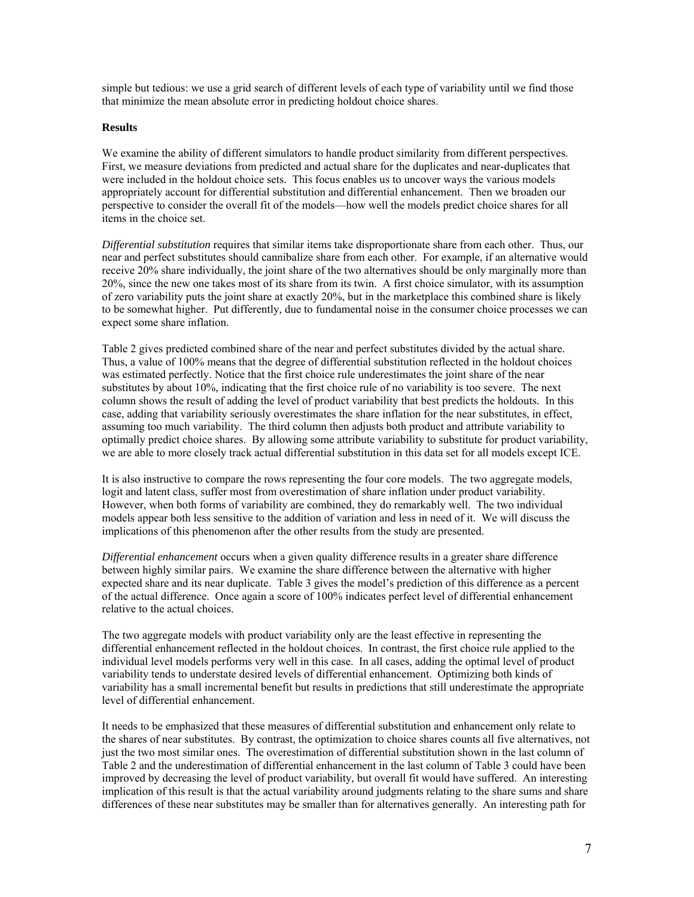simple but tedious: we use a grid search of different levels of each type of variability until we find those that minimize the mean absolute error in predicting holdout choice shares.

**Results**

We examine the ability of different simulators to handle product similarity from different perspectives. First, we measure deviations from predicted and actual share for the duplicates and near-duplicates that were included in the holdout choice sets. This focus enables us to uncover ways the various models appropriately account for differential substitution and differential enhancement. Then we broaden our perspective to consider the overall fit of the models—how well the models predict choice shares for all items in the choice set.

*Differential substitution* requires that similar items take disproportionate share from each other. Thus, our near and perfect substitutes should cannibalize share from each other. For example, if an alternative would receive 20% share individually, the joint share of the two alternatives should be only marginally more than 20%, since the new one takes most of its share from its twin. A first choice simulator, with its assumption of zero variability puts the joint share at exactly 20%, but in the marketplace this combined share is likely to be somewhat higher. Put differently, due to fundamental noise in the consumer choice processes we can expect some share inflation.

Table 2 gives predicted combined share of the near and perfect substitutes divided by the actual share. Thus, a value of 100% means that the degree of differential substitution reflected in the holdout choices was estimated perfectly. Notice that the first choice rule underestimates the joint share of the near substitutes by about 10%, indicating that the first choice rule of no variability is too severe. The next column shows the result of adding the level of product variability that best predicts the holdouts. In this case, adding that variability seriously overestimates the share inflation for the near substitutes, in effect, assuming too much variability. The third column then adjusts both product and attribute variability to optimally predict choice shares. By allowing some attribute variability to substitute for product variability, we are able to more closely track actual differential substitution in this data set for all models except ICE.

It is also instructive to compare the rows representing the four core models. The two aggregate models, logit and latent class, suffer most from overestimation of share inflation under product variability. However, when both forms of variability are combined, they do remarkably well. The two individual models appear both less sensitive to the addition of variation and less in need of it. We will discuss the implications of this phenomenon after the other results from the study are presented.

*Differential enhancement* occurs when a given quality difference results in a greater share difference between highly similar pairs. We examine the share difference between the alternative with higher expected share and its near duplicate. Table 3 gives the model's prediction of this difference as a percent of the actual difference. Once again a score of 100% indicates perfect level of differential enhancement relative to the actual choices.

The two aggregate models with product variability only are the least effective in representing the differential enhancement reflected in the holdout choices. In contrast, the first choice rule applied to the individual level models performs very well in this case. In all cases, adding the optimal level of product variability tends to understate desired levels of differential enhancement. Optimizing both kinds of variability has a small incremental benefit but results in predictions that still underestimate the appropriate level of differential enhancement.

It needs to be emphasized that these measures of differential substitution and enhancement only relate to the shares of near substitutes. By contrast, the optimization to choice shares counts all five alternatives, not just the two most similar ones. The overestimation of differential substitution shown in the last column of Table 2 and the underestimation of differential enhancement in the last column of Table 3 could have been improved by decreasing the level of product variability, but overall fit would have suffered. An interesting implication of this result is that the actual variability around judgments relating to the share sums and share differences of these near substitutes may be smaller than for alternatives generally. An interesting path for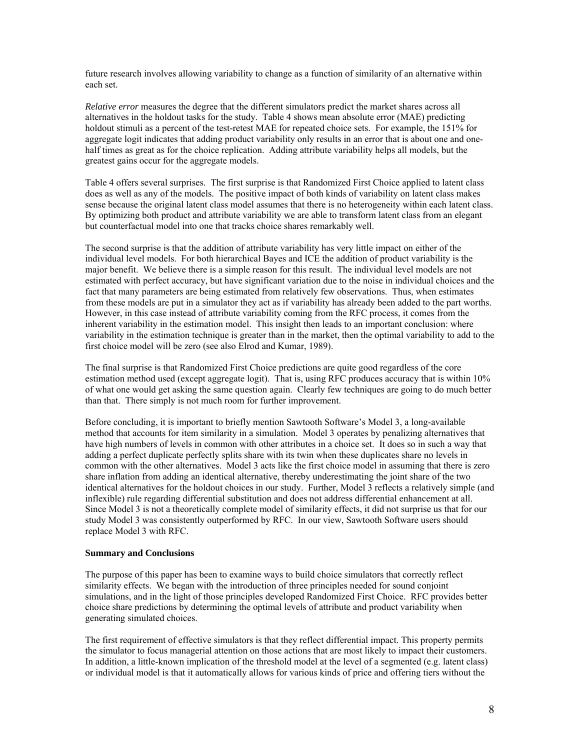future research involves allowing variability to change as a function of similarity of an alternative within each set.

*Relative error* measures the degree that the different simulators predict the market shares across all alternatives in the holdout tasks for the study. Table 4 shows mean absolute error (MAE) predicting holdout stimuli as a percent of the test-retest MAE for repeated choice sets. For example, the 151% for aggregate logit indicates that adding product variability only results in an error that is about one and one-half times as great as for the choice replication. Adding attribute variability helps all models, but the greatest gains occur for the aggregate models.

Table 4 offers several surprises. The first surprise is that Randomized First Choice applied to latent class does as well as any of the models. The positive impact of both kinds of variability on latent class makes sense because the original latent class model assumes that there is no heterogeneity within each latent class. By optimizing both product and attribute variability we are able to transform latent class from an elegant but counterfactual model into one that tracks choice shares remarkably well.

The second surprise is that the addition of attribute variability has very little impact on either of the individual level models. For both hierarchical Bayes and ICE the addition of product variability is the major benefit. We believe there is a simple reason for this result. The individual level models are not estimated with perfect accuracy, but have significant variation due to the noise in individual choices and the fact that many parameters are being estimated from relatively few observations. Thus, when estimates from these models are put in a simulator they act as if variability has already been added to the part worths. However, in this case instead of attribute variability coming from the RFC process, it comes from the inherent variability in the estimation model. This insight then leads to an important conclusion: where variability in the estimation technique is greater than in the market, then the optimal variability to add to the first choice model will be zero (see also Elrod and Kumar, 1989).

The final surprise is that Randomized First Choice predictions are quite good regardless of the core estimation method used (except aggregate logit). That is, using RFC produces accuracy that is within 10% of what one would get asking the same question again. Clearly few techniques are going to do much better than that. There simply is not much room for further improvement.

Before concluding, it is important to briefly mention Sawtooth Software's Model 3, a long-available method that accounts for item similarity in a simulation. Model 3 operates by penalizing alternatives that have high numbers of levels in common with other attributes in a choice set. It does so in such a way that adding a perfect duplicate perfectly splits share with its twin when these duplicates share no levels in common with the other alternatives. Model 3 acts like the first choice model in assuming that there is zero share inflation from adding an identical alternative, thereby underestimating the joint share of the two identical alternatives for the holdout choices in our study. Further, Model 3 reflects a relatively simple (and inflexible) rule regarding differential substitution and does not address differential enhancement at all. Since Model 3 is not a theoretically complete model of similarity effects, it did not surprise us that for our study Model 3 was consistently outperformed by RFC. In our view, Sawtooth Software users should replace Model 3 with RFC.

**Summary and Conclusions**

The purpose of this paper has been to examine ways to build choice simulators that correctly reflect similarity effects. We began with the introduction of three principles needed for sound conjoint simulations, and in the light of those principles developed Randomized First Choice. RFC provides better choice share predictions by determining the optimal levels of attribute and product variability when generating simulated choices.

The first requirement of effective simulators is that they reflect differential impact. This property permits the simulator to focus managerial attention on those actions that are most likely to impact their customers. In addition, a little-known implication of the threshold model at the level of a segmented (e.g. latent class) or individual model is that it automatically allows for various kinds of price and offering tiers without the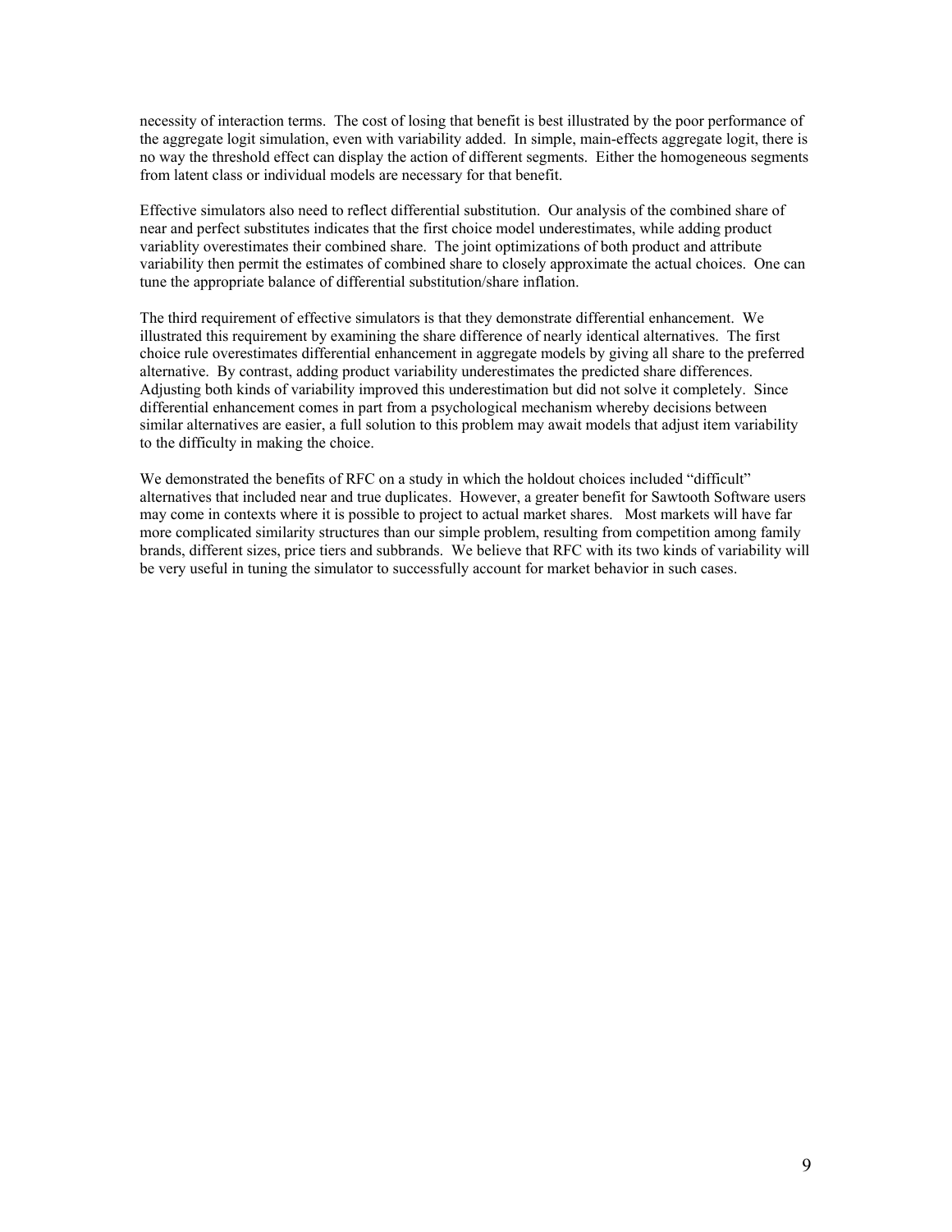necessity of interaction terms. The cost of losing that benefit is best illustrated by the poor performance of the aggregate logit simulation, even with variability added. In simple, main-effects aggregate logit, there is no way the threshold effect can display the action of different segments. Either the homogeneous segments from latent class or individual models are necessary for that benefit.

Effective simulators also need to reflect differential substitution. Our analysis of the combined share of near and perfect substitutes indicates that the first choice model underestimates, while adding product variablity overestimates their combined share. The joint optimizations of both product and attribute variability then permit the estimates of combined share to closely approximate the actual choices. One can tune the appropriate balance of differential substitution/share inflation.

The third requirement of effective simulators is that they demonstrate differential enhancement. We illustrated this requirement by examining the share difference of nearly identical alternatives. The first choice rule overestimates differential enhancement in aggregate models by giving all share to the preferred alternative. By contrast, adding product variability underestimates the predicted share differences. Adjusting both kinds of variability improved this underestimation but did not solve it completely. Since differential enhancement comes in part from a psychological mechanism whereby decisions between similar alternatives are easier, a full solution to this problem may await models that adjust item variability to the difficulty in making the choice.

We demonstrated the benefits of RFC on a study in which the holdout choices included "difficult" alternatives that included near and true duplicates. However, a greater benefit for Sawtooth Software users may come in contexts where it is possible to project to actual market shares. Most markets will have far more complicated similarity structures than our simple problem, resulting from competition among family brands, different sizes, price tiers and subbrands. We believe that RFC with its two kinds of variability will be very useful in tuning the simulator to successfully account for market behavior in such cases.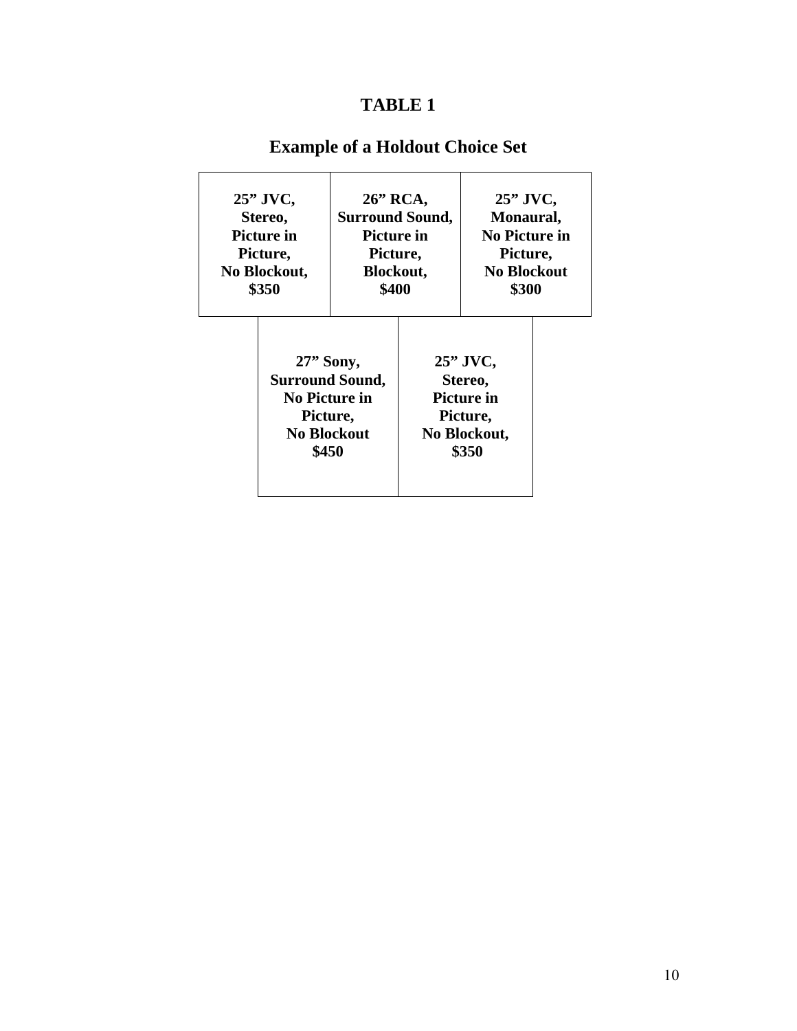# TABLE 1

## Example of a Holdout Choice Set

| 25" JVC, Stereo, Picture in Picture, No Blockout, $350 | 26" RCA, Surround Sound, Picture in Picture, Blockout, $400 | 25" JVC, Monaural, No Picture in Picture, No Blockout $300 |
|---|---|---|
| 27" Sony, Surround Sound, No Picture in Picture, No Blockout $450 | 25" JVC, Stereo, Picture in Picture, No Blockout, $350 | |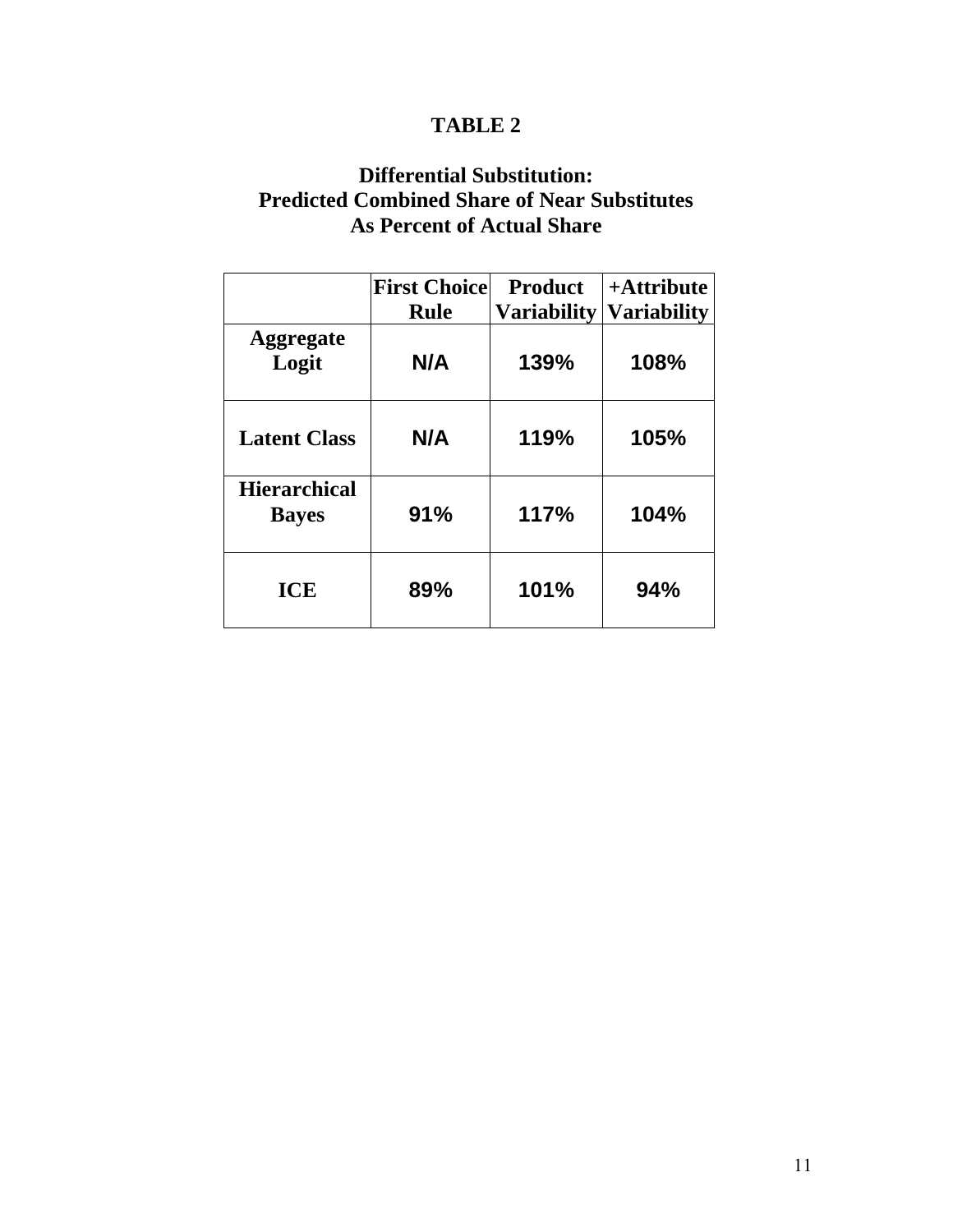# TABLE 2

## Differential Substitution:
## Predicted Combined Share of Near Substitutes
## As Percent of Actual Share

| | First Choice Rule | Product Variability | +Attribute Variability |
|---|---|---|---|
| **Aggregate Logit** | N/A | 139% | 108% |
| **Latent Class** | N/A | 119% | 105% |
| **Hierarchical Bayes** | 91% | 117% | 104% |
| **ICE** | 89% | 101% | 94% |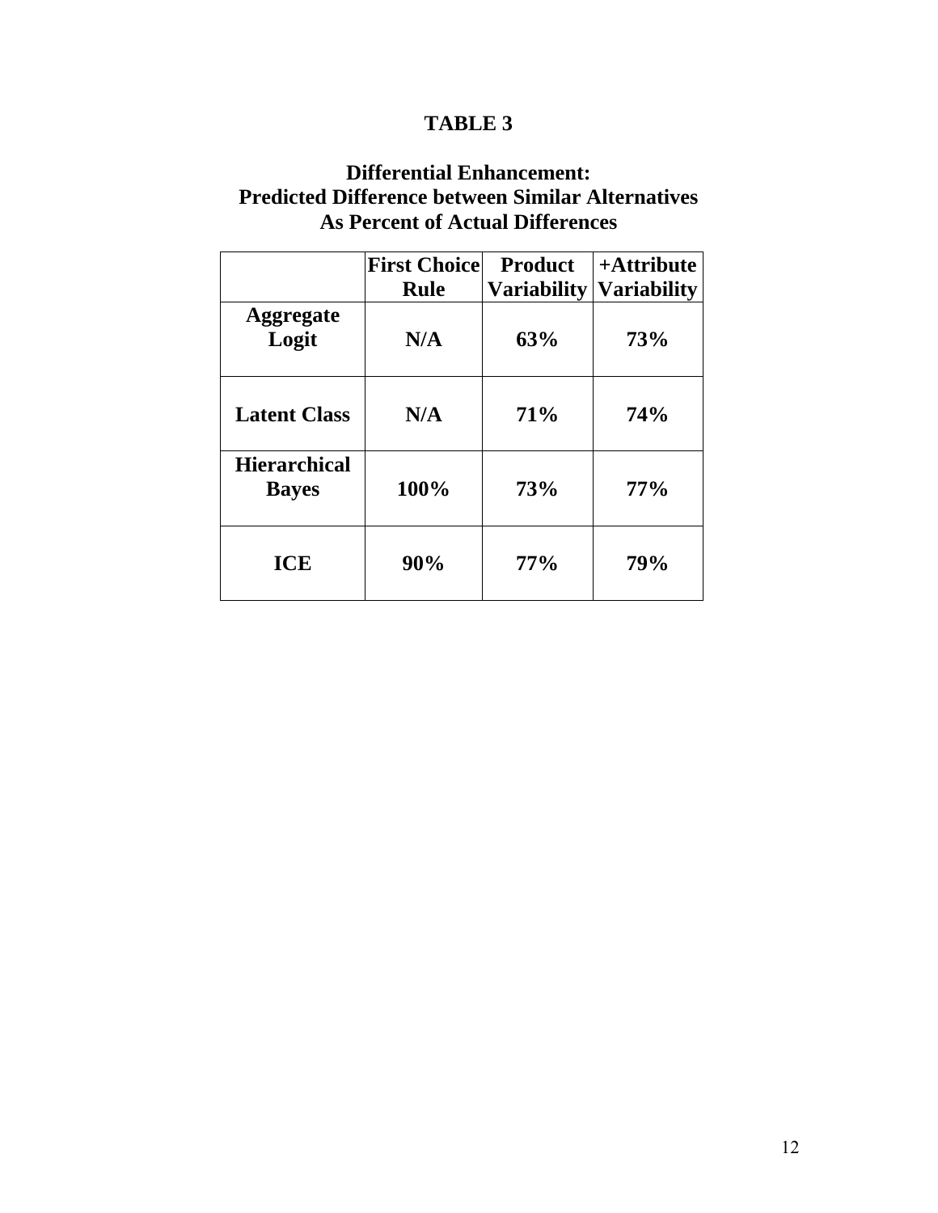# TABLE 3

## Differential Enhancement: Predicted Difference between Similar Alternatives As Percent of Actual Differences

| | First Choice Rule | Product Variability | +Attribute Variability |
|---|---|---|---|
| **Aggregate Logit** | N/A | 63% | 73% |
| **Latent Class** | N/A | 71% | 74% |
| **Hierarchical Bayes** | 100% | 73% | 77% |
| **ICE** | 90% | 77% | 79% |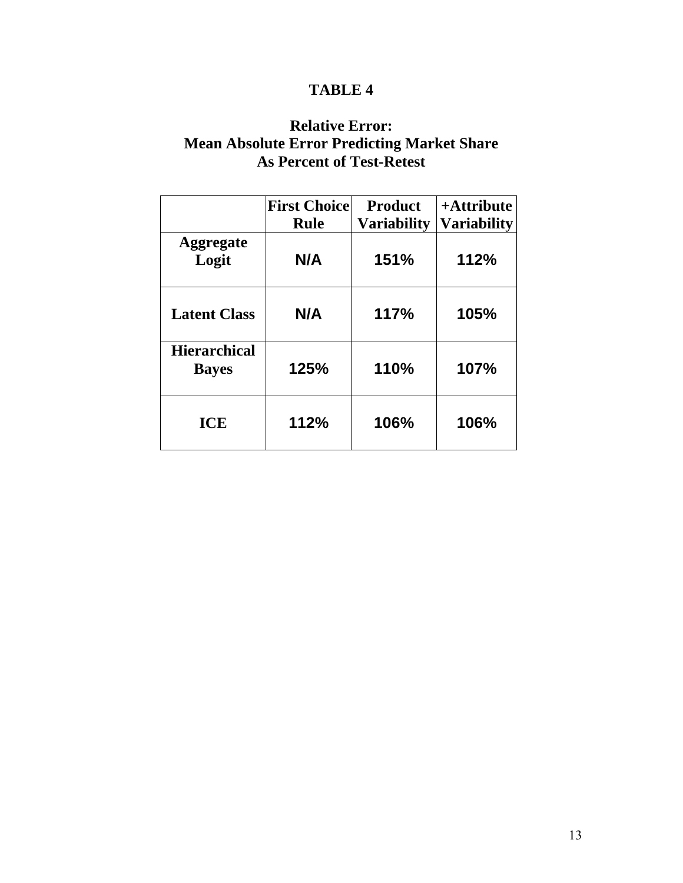# TABLE 4

## Relative Error: Mean Absolute Error Predicting Market Share As Percent of Test-Retest

| | First Choice Rule | Product Variability | +Attribute Variability |
|---|---|---|---|
| **Aggregate Logit** | N/A | 151% | 112% |
| **Latent Class** | N/A | 117% | 105% |
| **Hierarchical Bayes** | 125% | 110% | 107% |
| **ICE** | 112% | 106% | 106% |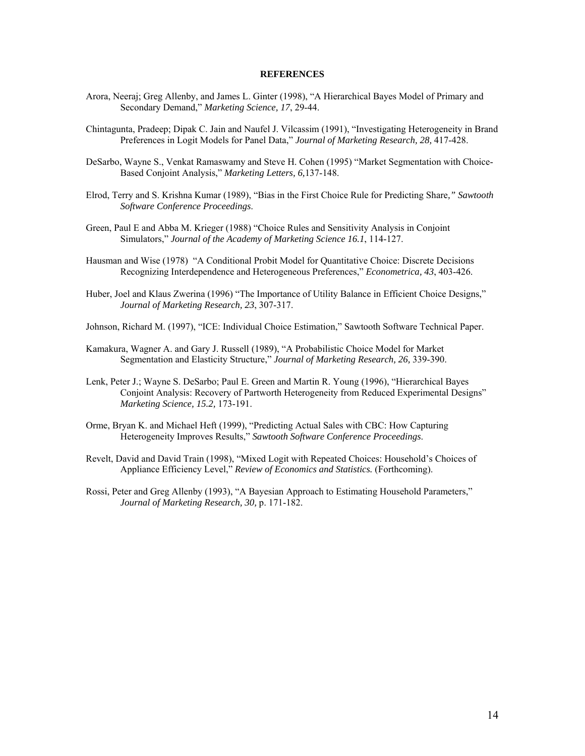**REFERENCES**

Arora, Neeraj; Greg Allenby, and James L. Ginter (1998), "A Hierarchical Bayes Model of Primary and Secondary Demand," *Marketing Science, 17*, 29-44.

Chintagunta, Pradeep; Dipak C. Jain and Naufel J. Vilcassim (1991), "Investigating Heterogeneity in Brand Preferences in Logit Models for Panel Data," *Journal of Marketing Research, 28,* 417-428.

DeSarbo, Wayne S., Venkat Ramaswamy and Steve H. Cohen (1995) "Market Segmentation with Choice-Based Conjoint Analysis," *Marketing Letters, 6,*137-148.

Elrod, Terry and S. Krishna Kumar (1989), "Bias in the First Choice Rule for Predicting Share*," Sawtooth Software Conference Proceedings*.

Green, Paul E and Abba M. Krieger (1988) "Choice Rules and Sensitivity Analysis in Conjoint Simulators," *Journal of the Academy of Marketing Science 16.1*, 114-127.

Hausman and Wise (1978) "A Conditional Probit Model for Quantitative Choice: Discrete Decisions Recognizing Interdependence and Heterogeneous Preferences," *Econometrica, 43*, 403-426.

Huber, Joel and Klaus Zwerina (1996) "The Importance of Utility Balance in Efficient Choice Designs," *Journal of Marketing Research, 23*, 307-317.

Johnson, Richard M. (1997), "ICE: Individual Choice Estimation," Sawtooth Software Technical Paper.

Kamakura, Wagner A. and Gary J. Russell (1989), "A Probabilistic Choice Model for Market Segmentation and Elasticity Structure," *Journal of Marketing Research, 26,* 339-390.

Lenk, Peter J.; Wayne S. DeSarbo; Paul E. Green and Martin R. Young (1996), "Hierarchical Bayes Conjoint Analysis: Recovery of Partworth Heterogeneity from Reduced Experimental Designs" *Marketing Science, 15.2,* 173-191.

Orme, Bryan K. and Michael Heft (1999), "Predicting Actual Sales with CBC: How Capturing Heterogeneity Improves Results," *Sawtooth Software Conference Proceedings*.

Revelt, David and David Train (1998), "Mixed Logit with Repeated Choices: Household's Choices of Appliance Efficiency Level," *Review of Economics and Statistics.* (Forthcoming).

Rossi, Peter and Greg Allenby (1993), "A Bayesian Approach to Estimating Household Parameters," *Journal of Marketing Research, 30,* p. 171-182.